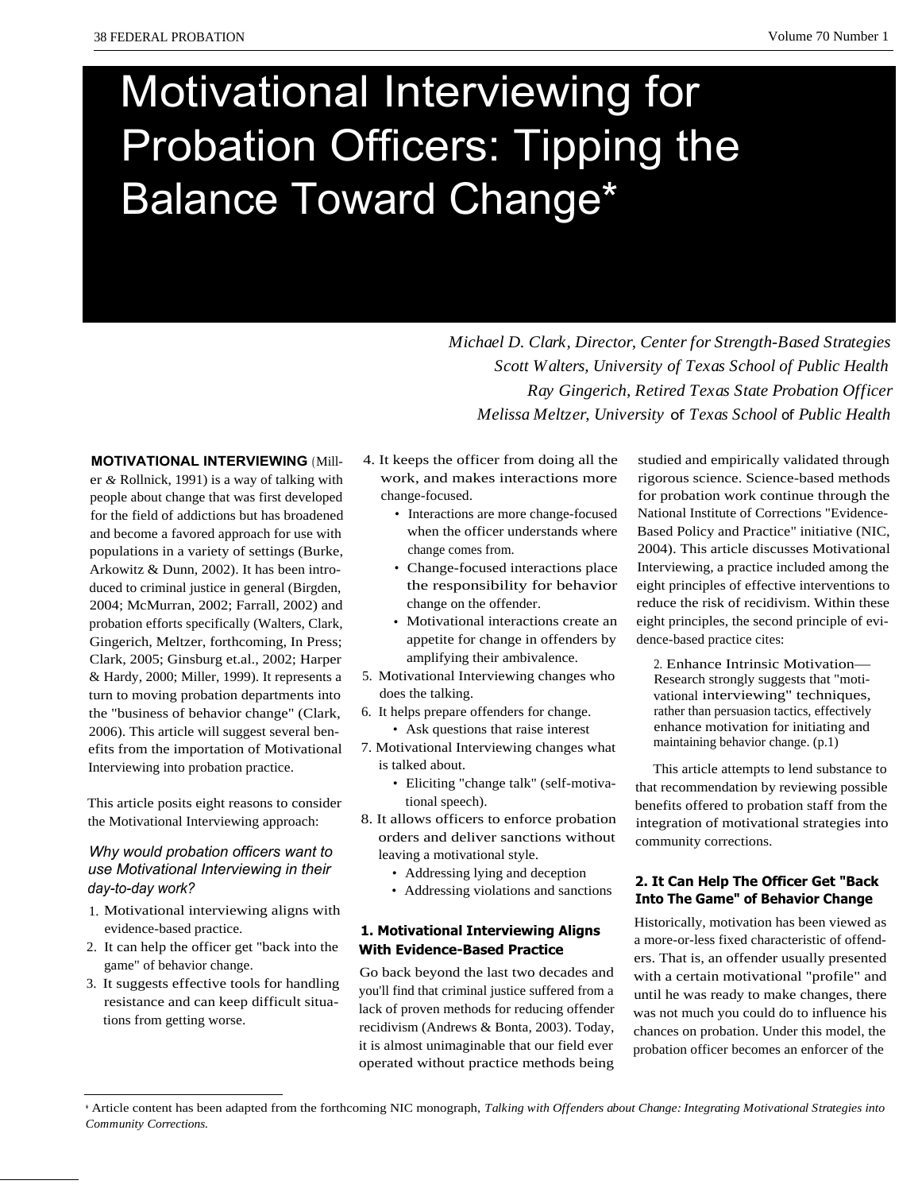# Motivational Interviewing for Probation Officers: Tipping the Balance Toward Change*

*Michael D. Clark, Director, Center for Strength-Based Strategies*
*Scott Walters, University of Texas School of Public Health*
*Ray Gingerich, Retired Texas State Probation Officer*
*Melissa Meltzer, University of Texas School of Public Health*

**MOTIVATIONAL INTERVIEWING** (Miller & Rollnick, 1991) is a way of talking with people about change that was first developed for the field of addictions but has broadened and become a favored approach for use with populations in a variety of settings (Burke, Arkowitz & Dunn, 2002). It has been introduced to criminal justice in general (Birgden, 2004; McMurran, 2002; Farrall, 2002) and probation efforts specifically (Walters, Clark, Gingerich, Meltzer, forthcoming, In Press; Clark, 2005; Ginsburg et.al., 2002; Harper & Hardy, 2000; Miller, 1999). It represents a turn to moving probation departments into the "business of behavior change" (Clark, 2006). This article will suggest several benefits from the importation of Motivational Interviewing into probation practice.

This article posits eight reasons to consider the Motivational Interviewing approach:

*Why would probation officers want to use Motivational Interviewing in their day-to-day work?*

1. Motivational interviewing aligns with evidence-based practice.
2. It can help the officer get "back into the game" of behavior change.
3. It suggests effective tools for handling resistance and can keep difficult situations from getting worse.
4. It keeps the officer from doing all the work, and makes interactions more change-focused.
   - Interactions are more change-focused when the officer understands where change comes from.
   - Change-focused interactions place the responsibility for behavior change on the offender.
   - Motivational interactions create an appetite for change in offenders by amplifying their ambivalence.
5. Motivational Interviewing changes who does the talking.
6. It helps prepare offenders for change.
   - Ask questions that raise interest
7. Motivational Interviewing changes what is talked about.
   - Eliciting "change talk" (self-motivational speech).
8. It allows officers to enforce probation orders and deliver sanctions without leaving a motivational style.
   - Addressing lying and deception
   - Addressing violations and sanctions

### 1. Motivational Interviewing Aligns With Evidence-Based Practice

Go back beyond the last two decades and you'll find that criminal justice suffered from a lack of proven methods for reducing offender recidivism (Andrews & Bonta, 2003). Today, it is almost unimaginable that our field ever operated without practice methods being studied and empirically validated through rigorous science. Science-based methods for probation work continue through the National Institute of Corrections "Evidence-Based Policy and Practice" initiative (NIC, 2004). This article discusses Motivational Interviewing, a practice included among the eight principles of effective interventions to reduce the risk of recidivism. Within these eight principles, the second principle of evidence-based practice cites:

> 2. Enhance Intrinsic Motivation—Research strongly suggests that "motivational interviewing" techniques, rather than persuasion tactics, effectively enhance motivation for initiating and maintaining behavior change. (p.1)

This article attempts to lend substance to that recommendation by reviewing possible benefits offered to probation staff from the integration of motivational strategies into community corrections.

### 2. It Can Help The Officer Get "Back Into The Game" of Behavior Change

Historically, motivation has been viewed as a more-or-less fixed characteristic of offenders. That is, an offender usually presented with a certain motivational "profile" and until he was ready to make changes, there was not much you could do to influence his chances on probation. Under this model, the probation officer becomes an enforcer of the

* Article content has been adapted from the forthcoming NIC monograph, *Talking with Offenders about Change: Integrating Motivational Strategies into Community Corrections.*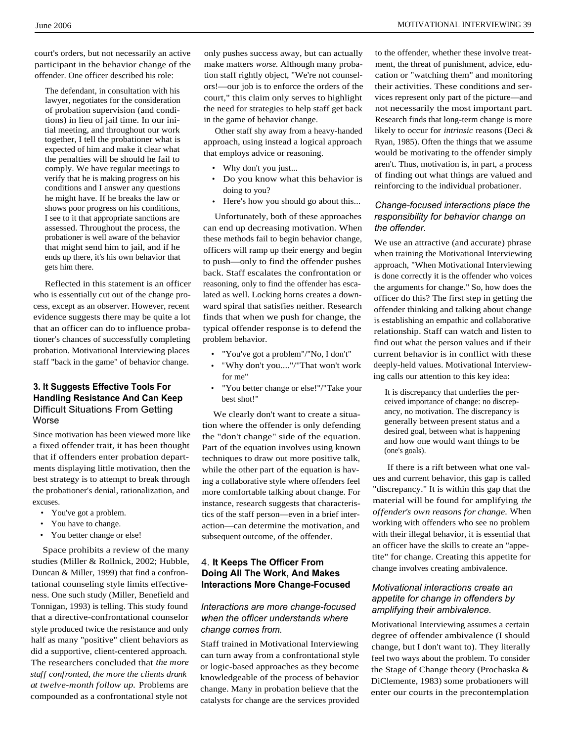court's orders, but not necessarily an active participant in the behavior change of the offender. One officer described his role:

> The defendant, in consultation with his lawyer, negotiates for the consideration of probation supervision (and conditions) in lieu of jail time. In our initial meeting, and throughout our work together, I tell the probationer what is expected of him and make it clear what the penalties will be should he fail to comply. We have regular meetings to verify that he is making progress on his conditions and I answer any questions he might have. If he breaks the law or shows poor progress on his conditions, I see to it that appropriate sanctions are assessed. Throughout the process, the probationer is well aware of the behavior that might send him to jail, and if he ends up there, it's his own behavior that gets him there.

Reflected in this statement is an officer who is essentially cut out of the change process, except as an observer. However, recent evidence suggests there may be quite a lot that an officer can do to influence probationer's chances of successfully completing probation. Motivational Interviewing places staff "back in the game" of behavior change.

### 3. It Suggests Effective Tools For Handling Resistance And Can Keep Difficult Situations From Getting Worse

Since motivation has been viewed more like a fixed offender trait, it has been thought that if offenders enter probation departments displaying little motivation, then the best strategy is to attempt to break through the probationer's denial, rationalization, and excuses.

- You've got a problem.
- You have to change.
- You better change or else!

Space prohibits a review of the many studies (Miller & Rollnick, 2002; Hubble, Duncan & Miller, 1999) that find a confrontational counseling style limits effectiveness. One such study (Miller, Benefield and Tonnigan, 1993) is telling. This study found that a directive-confrontational counselor style produced twice the resistance and only half as many "positive" client behaviors as did a supportive, client-centered approach. The researchers concluded that *the more staff confronted, the more the clients drank at twelve-month follow up.* Problems are compounded as a confrontational style not only pushes success away, but can actually make matters *worse.* Although many probation staff rightly object, "We're not counselors!—our job is to enforce the orders of the court," this claim only serves to highlight the need for strategies to help staff get back in the game of behavior change.

Other staff shy away from a heavy-handed approach, using instead a logical approach that employs advice or reasoning.

- Why don't you just...
- Do you know what this behavior is doing to you?
- Here's how you should go about this...

Unfortunately, both of these approaches can end up decreasing motivation. When these methods fail to begin behavior change, officers will ramp up their energy and begin to push—only to find the offender pushes back. Staff escalates the confrontation or reasoning, only to find the offender has escalated as well. Locking horns creates a downward spiral that satisfies neither. Research finds that when we push for change, the typical offender response is to defend the problem behavior.

- "You've got a problem"/"No, I don't"
- "Why don't you...."/"That won't work for me"
- "You better change or else!"/"Take your best shot!"

We clearly don't want to create a situation where the offender is only defending the "don't change" side of the equation. Part of the equation involves using known techniques to draw out more positive talk, while the other part of the equation is having a collaborative style where offenders feel more comfortable talking about change. For instance, research suggests that characteristics of the staff person—even in a brief interaction—can determine the motivation, and subsequent outcome, of the offender.

### 4. It Keeps The Officer From Doing All The Work, And Makes Interactions More Change-Focused

#### *Interactions are more change-focused when the officer understands where change comes from.*

Staff trained in Motivational Interviewing can turn away from a confrontational style or logic-based approaches as they become knowledgeable of the process of behavior change. Many in probation believe that the catalysts for change are the services provided to the offender, whether these involve treatment, the threat of punishment, advice, education or "watching them" and monitoring their activities. These conditions and services represent only part of the picture—and not necessarily the most important part. Research finds that long-term change is more likely to occur for *intrinsic* reasons (Deci & Ryan, 1985). Often the things that we assume would be motivating to the offender simply aren't. Thus, motivation is, in part, a process of finding out what things are valued and reinforcing to the individual probationer.

#### *Change-focused interactions place the responsibility for behavior change on the offender.*

We use an attractive (and accurate) phrase when training the Motivational Interviewing approach, "When Motivational Interviewing is done correctly it is the offender who voices the arguments for change." So, how does the officer do this? The first step in getting the offender thinking and talking about change is establishing an empathic and collaborative relationship. Staff can watch and listen to find out what the person values and if their current behavior is in conflict with these deeply-held values. Motivational Interviewing calls our attention to this key idea:

> It is discrepancy that underlies the perceived importance of change: no discrepancy, no motivation. The discrepancy is generally between present status and a desired goal, between what is happening and how one would want things to be (one's goals).

If there is a rift between what one values and current behavior, this gap is called "discrepancy." It is within this gap that the material will be found for amplifying *the offender's own reasons for change.* When working with offenders who see no problem with their illegal behavior, it is essential that an officer have the skills to create an "appetite" for change. Creating this appetite for change involves creating ambivalence.

#### *Motivational interactions create an appetite for change in offenders by amplifying their ambivalence.*

Motivational Interviewing assumes a certain degree of offender ambivalence (I should change, but I don't want to). They literally feel two ways about the problem. To consider the Stage of Change theory (Prochaska & DiClemente, 1983) some probationers will enter our courts in the precontemplation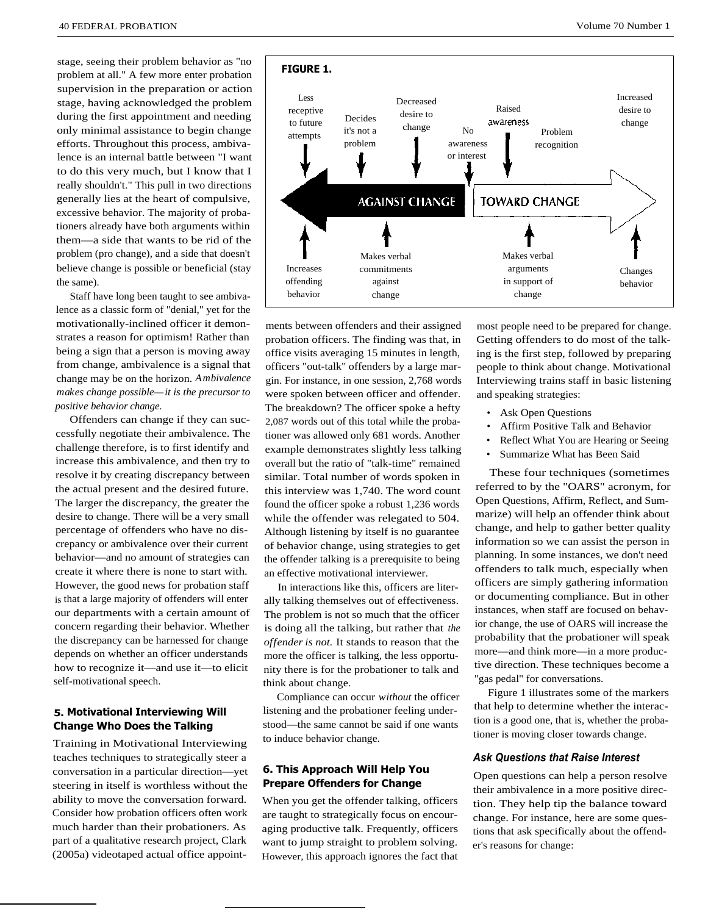stage, seeing their problem behavior as "no problem at all." A few more enter probation supervision in the preparation or action stage, having acknowledged the problem during the first appointment and needing only minimal assistance to begin change efforts. Throughout this process, ambivalence is an internal battle between "I want to do this very much, but I know that I really shouldn't." This pull in two directions generally lies at the heart of compulsive, excessive behavior. The majority of probationers already have both arguments within them—a side that wants to be rid of the problem (pro change), and a side that doesn't believe change is possible or beneficial (stay the same).

Staff have long been taught to see ambivalence as a classic form of "denial," yet for the motivationally-inclined officer it demonstrates a reason for optimism! Rather than being a sign that a person is moving away from change, ambivalence is a signal that change may be on the horizon. *Ambivalence makes change possible—it is the precursor to positive behavior change.*

Offenders can change if they can successfully negotiate their ambivalence. The challenge therefore, is to first identify and increase this ambivalence, and then try to resolve it by creating discrepancy between the actual present and the desired future. The larger the discrepancy, the greater the desire to change. There will be a very small percentage of offenders who have no discrepancy or ambivalence over their current behavior—and no amount of strategies can create it where there is none to start with. However, the good news for probation staff is that a large majority of offenders will enter our departments with a certain amount of concern regarding their behavior. Whether the discrepancy can be harnessed for change depends on whether an officer understands how to recognize it—and use it—to elicit self-motivational speech.

**FIGURE 1.**

| AGAINST CHANGE | | | | TOWARD CHANGE | | |
|---|---|---|---|---|---|---|
| Less receptive to future attempts | Decides it's not a problem | Decreased desire to change | No awareness or interest | Raised awareness | Problem recognition | Increased desire to change |
| Increases offending behavior | Makes verbal commitments against change | | | Makes verbal arguments in support of change | | Changes behavior |

### 5. Motivational Interviewing Will Change Who Does the Talking

Training in Motivational Interviewing teaches techniques to strategically steer a conversation in a particular direction—yet steering in itself is worthless without the ability to move the conversation forward. Consider how probation officers often work much harder than their probationers. As part of a qualitative research project, Clark (2005a) videotaped actual office appointments between offenders and their assigned probation officers. The finding was that, in office visits averaging 15 minutes in length, officers "out-talk" offenders by a large margin. For instance, in one session, 2,768 words were spoken between officer and offender. The breakdown? The officer spoke a hefty 2,087 words out of this total while the probationer was allowed only 681 words. Another example demonstrates slightly less talking overall but the ratio of "talk-time" remained similar. Total number of words spoken in this interview was 1,740. The word count found the officer spoke a robust 1,236 words while the offender was relegated to 504. Although listening by itself is no guarantee of behavior change, using strategies to get the offender talking is a prerequisite to being an effective motivational interviewer.

In interactions like this, officers are literally talking themselves out of effectiveness. The problem is not so much that the officer is doing all the talking, but rather that *the offender is not.* It stands to reason that the more the officer is talking, the less opportunity there is for the probationer to talk and think about change.

Compliance can occur *without* the officer listening and the probationer feeling understood—the same cannot be said if one wants to induce behavior change.

### 6. This Approach Will Help You Prepare Offenders for Change

When you get the offender talking, officers are taught to strategically focus on encouraging productive talk. Frequently, officers want to jump straight to problem solving. However, this approach ignores the fact that most people need to be prepared for change. Getting offenders to do most of the talking is the first step, followed by preparing people to think about change. Motivational Interviewing trains staff in basic listening and speaking strategies:

- Ask Open Questions
- Affirm Positive Talk and Behavior
- Reflect What You are Hearing or Seeing
- Summarize What has Been Said

These four techniques (sometimes referred to by the "OARS" acronym, for Open Questions, Affirm, Reflect, and Summarize) will help an offender think about change, and help to gather better quality information so we can assist the person in planning. In some instances, we don't need offenders to talk much, especially when officers are simply gathering information or documenting compliance. But in other instances, when staff are focused on behavior change, the use of OARS will increase the probability that the probationer will speak more—and think more—in a more productive direction. These techniques become a "gas pedal" for conversations.

Figure 1 illustrates some of the markers that help to determine whether the interaction is a good one, that is, whether the probationer is moving closer towards change.

#### *Ask Questions that Raise Interest*

Open questions can help a person resolve their ambivalence in a more positive direction. They help tip the balance toward change. For instance, here are some questions that ask specifically about the offender's reasons for change: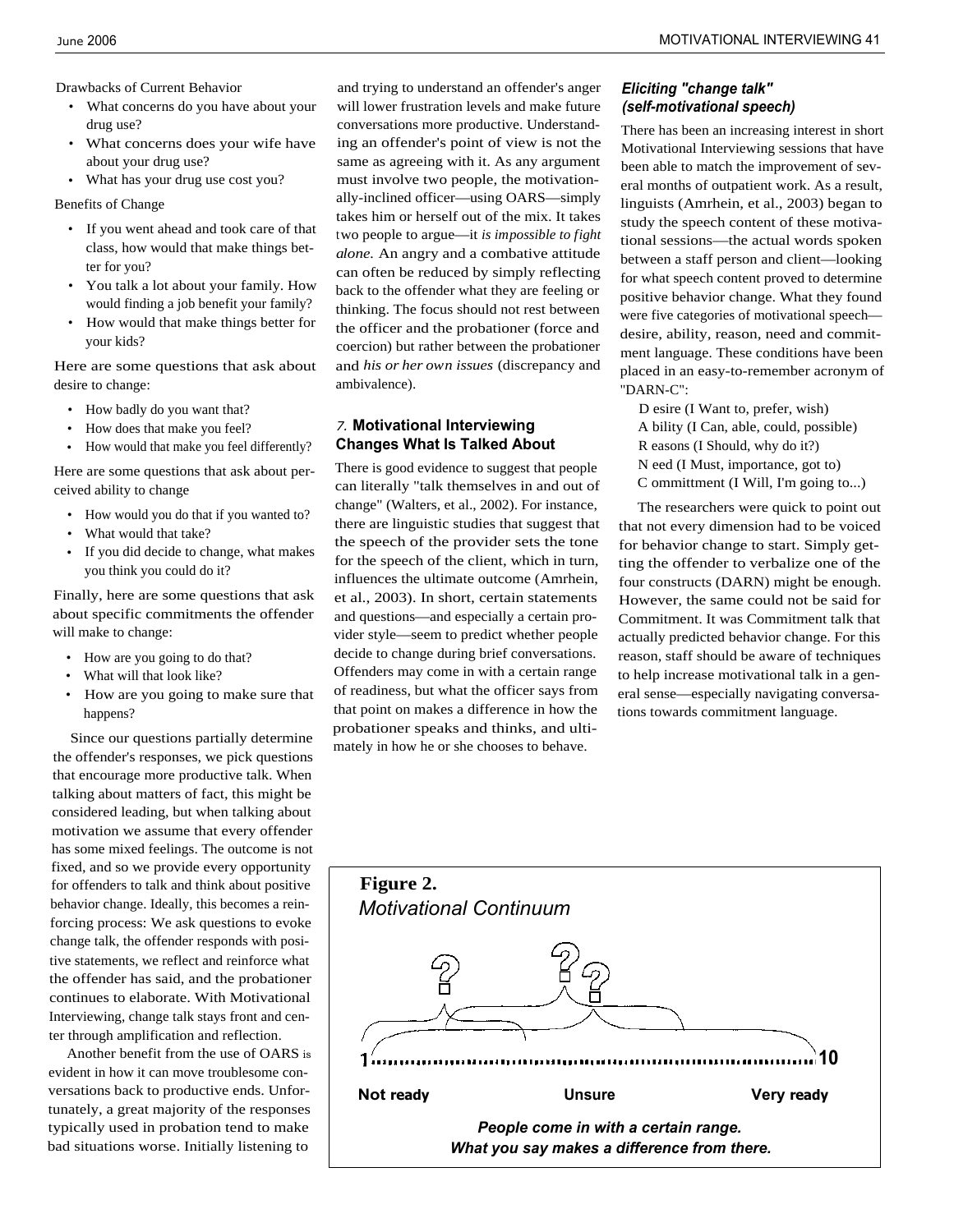Drawbacks of Current Behavior

- What concerns do you have about your drug use?
- What concerns does your wife have about your drug use?
- What has your drug use cost you?

Benefits of Change

- If you went ahead and took care of that class, how would that make things better for you?
- You talk a lot about your family. How would finding a job benefit your family?
- How would that make things better for your kids?

Here are some questions that ask about desire to change:

- How badly do you want that?
- How does that make you feel?
- How would that make you feel differently?

Here are some questions that ask about perceived ability to change

- How would you do that if you wanted to?
- What would that take?
- If you did decide to change, what makes you think you could do it?

Finally, here are some questions that ask about specific commitments the offender will make to change:

- How are you going to do that?
- What will that look like?
- How are you going to make sure that happens?

Since our questions partially determine the offender's responses, we pick questions that encourage more productive talk. When talking about matters of fact, this might be considered leading, but when talking about motivation we assume that every offender has some mixed feelings. The outcome is not fixed, and so we provide every opportunity for offenders to talk and think about positive behavior change. Ideally, this becomes a reinforcing process: We ask questions to evoke change talk, the offender responds with positive statements, we reflect and reinforce what the offender has said, and the probationer continues to elaborate. With Motivational Interviewing, change talk stays front and center through amplification and reflection.

Another benefit from the use of OARS is evident in how it can move troublesome conversations back to productive ends. Unfortunately, a great majority of the responses typically used in probation tend to make bad situations worse. Initially listening to and trying to understand an offender's anger will lower frustration levels and make future conversations more productive. Understanding an offender's point of view is not the same as agreeing with it. As any argument must involve two people, the motivationally-inclined officer—using OARS—simply takes him or herself out of the mix. It takes two people to argue—it *is impossible to fight alone.* An angry and a combative attitude can often be reduced by simply reflecting back to the offender what they are feeling or thinking. The focus should not rest between the officer and the probationer (force and coercion) but rather between the probationer and *his or her own issues* (discrepancy and ambivalence).

## 7. Motivational Interviewing Changes What Is Talked About

There is good evidence to suggest that people can literally "talk themselves in and out of change" (Walters, et al., 2002). For instance, there are linguistic studies that suggest that the speech of the provider sets the tone for the speech of the client, which in turn, influences the ultimate outcome (Amrhein, et al., 2003). In short, certain statements and questions—and especially a certain provider style—seem to predict whether people decide to change during brief conversations. Offenders may come in with a certain range of readiness, but what the officer says from that point on makes a difference in how the probationer speaks and thinks, and ultimately in how he or she chooses to behave.

### *Eliciting "change talk" (self-motivational speech)*

There has been an increasing interest in short Motivational Interviewing sessions that have been able to match the improvement of several months of outpatient work. As a result, linguists (Amrhein, et al., 2003) began to study the speech content of these motivational sessions—the actual words spoken between a staff person and client—looking for what speech content proved to determine positive behavior change. What they found were five categories of motivational speech—desire, ability, reason, need and commitment language. These conditions have been placed in an easy-to-remember acronym of "DARN-C":

D esire (I Want to, prefer, wish)
A bility (I Can, able, could, possible)
R easons (I Should, why do it?)
N eed (I Must, importance, got to)
C ommittment (I Will, I'm going to...)

The researchers were quick to point out that not every dimension had to be voiced for behavior change to start. Simply getting the offender to verbalize one of the four constructs (DARN) might be enough. However, the same could not be said for Commitment. It was Commitment talk that actually predicted behavior change. For this reason, staff should be aware of techniques to help increase motivational talk in a general sense—especially navigating conversations towards commitment language.

**Figure 2.**
*Motivational Continuum*

1 ........................................ 10

**Not ready** | **Unsure** | **Very ready**

***People come in with a certain range.***
***What you say makes a difference from there.***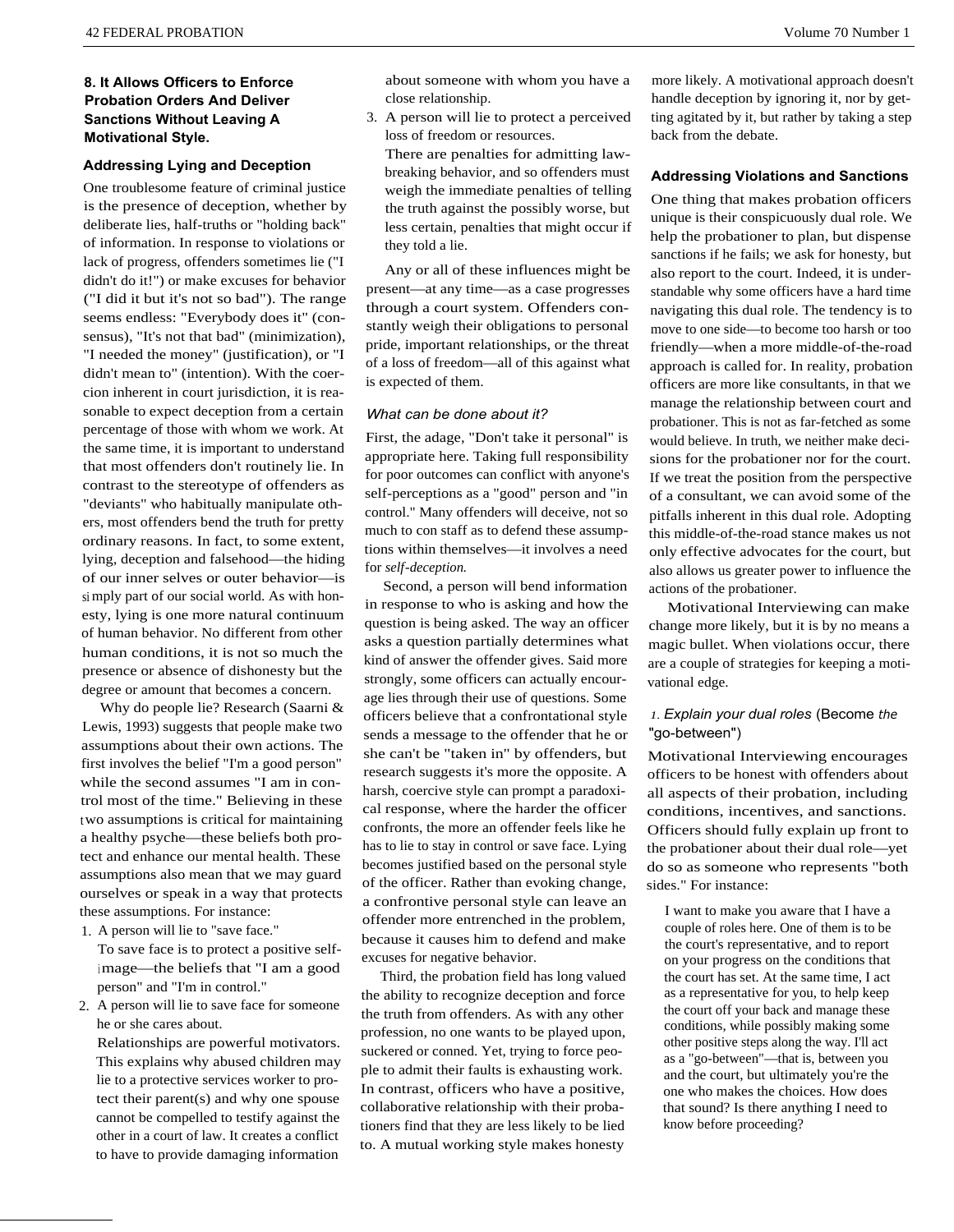**8. It Allows Officers to Enforce Probation Orders And Deliver Sanctions Without Leaving A Motivational Style.**

### Addressing Lying and Deception

One troublesome feature of criminal justice is the presence of deception, whether by deliberate lies, half-truths or "holding back" of information. In response to violations or lack of progress, offenders sometimes lie ("I didn't do it!") or make excuses for behavior ("I did it but it's not so bad"). The range seems endless: "Everybody does it" (consensus), "It's not that bad" (minimization), "I needed the money" (justification), or "I didn't mean to" (intention). With the coercion inherent in court jurisdiction, it is reasonable to expect deception from a certain percentage of those with whom we work. At the same time, it is important to understand that most offenders don't routinely lie. In contrast to the stereotype of offenders as "deviants" who habitually manipulate others, most offenders bend the truth for pretty ordinary reasons. In fact, to some extent, lying, deception and falsehood—the hiding of our inner selves or outer behavior—is simply part of our social world. As with honesty, lying is one more natural continuum of human behavior. No different from other human conditions, it is not so much the presence or absence of dishonesty but the degree or amount that becomes a concern.

Why do people lie? Research (Saarni & Lewis, 1993) suggests that people make two assumptions about their own actions. The first involves the belief "I'm a good person" while the second assumes "I am in control most of the time." Believing in these two assumptions is critical for maintaining a healthy psyche—these beliefs both protect and enhance our mental health. These assumptions also mean that we may guard ourselves or speak in a way that protects these assumptions. For instance:

1. A person will lie to "save face."
   To save face is to protect a positive self-image—the beliefs that "I am a good person" and "I'm in control."
2. A person will lie to save face for someone he or she cares about.
   Relationships are powerful motivators. This explains why abused children may lie to a protective services worker to protect their parent(s) and why one spouse cannot be compelled to testify against the other in a court of law. It creates a conflict to have to provide damaging information about someone with whom you have a close relationship.
3. A person will lie to protect a perceived loss of freedom or resources.
   There are penalties for admitting law-breaking behavior, and so offenders must weigh the immediate penalties of telling the truth against the possibly worse, but less certain, penalties that might occur if they told a lie.

Any or all of these influences might be present—at any time—as a case progresses through a court system. Offenders constantly weigh their obligations to personal pride, important relationships, or the threat of a loss of freedom—all of this against what is expected of them.

#### *What can be done about it?*

First, the adage, "Don't take it personal" is appropriate here. Taking full responsibility for poor outcomes can conflict with anyone's self-perceptions as a "good" person and "in control." Many offenders will deceive, not so much to con staff as to defend these assumptions within themselves—it involves a need for *self-deception.*

Second, a person will bend information in response to who is asking and how the question is being asked. The way an officer asks a question partially determines what kind of answer the offender gives. Said more strongly, some officers can actually encourage lies through their use of questions. Some officers believe that a confrontational style sends a message to the offender that he or she can't be "taken in" by offenders, but research suggests it's more the opposite. A harsh, coercive style can prompt a paradoxical response, where the harder the officer confronts, the more an offender feels like he has to lie to stay in control or save face. Lying becomes justified based on the personal style of the officer. Rather than evoking change, a confrontive personal style can leave an offender more entrenched in the problem, because it causes him to defend and make excuses for negative behavior.

Third, the probation field has long valued the ability to recognize deception and force the truth from offenders. As with any other profession, no one wants to be played upon, suckered or conned. Yet, trying to force people to admit their faults is exhausting work. In contrast, officers who have a positive, collaborative relationship with their probationers find that they are less likely to be lied to. A mutual working style makes honesty more likely. A motivational approach doesn't handle deception by ignoring it, nor by getting agitated by it, but rather by taking a step back from the debate.

### Addressing Violations and Sanctions

One thing that makes probation officers unique is their conspicuously dual role. We help the probationer to plan, but dispense sanctions if he fails; we ask for honesty, but also report to the court. Indeed, it is understandable why some officers have a hard time navigating this dual role. The tendency is to move to one side—to become too harsh or too friendly—when a more middle-of-the-road approach is called for. In reality, probation officers are more like consultants, in that we manage the relationship between court and probationer. This is not as far-fetched as some would believe. In truth, we neither make decisions for the probationer nor for the court. If we treat the position from the perspective of a consultant, we can avoid some of the pitfalls inherent in this dual role. Adopting this middle-of-the-road stance makes us not only effective advocates for the court, but also allows us greater power to influence the actions of the probationer.

Motivational Interviewing can make change more likely, but it is by no means a magic bullet. When violations occur, there are a couple of strategies for keeping a motivational edge.

#### 1. *Explain your dual roles* (Become *the* "go-between")

Motivational Interviewing encourages officers to be honest with offenders about all aspects of their probation, including conditions, incentives, and sanctions. Officers should fully explain up front to the probationer about their dual role—yet do so as someone who represents "both sides." For instance:

> I want to make you aware that I have a couple of roles here. One of them is to be the court's representative, and to report on your progress on the conditions that the court has set. At the same time, I act as a representative for you, to help keep the court off your back and manage these conditions, while possibly making some other positive steps along the way. I'll act as a "go-between"—that is, between you and the court, but ultimately you're the one who makes the choices. How does that sound? Is there anything I need to know before proceeding?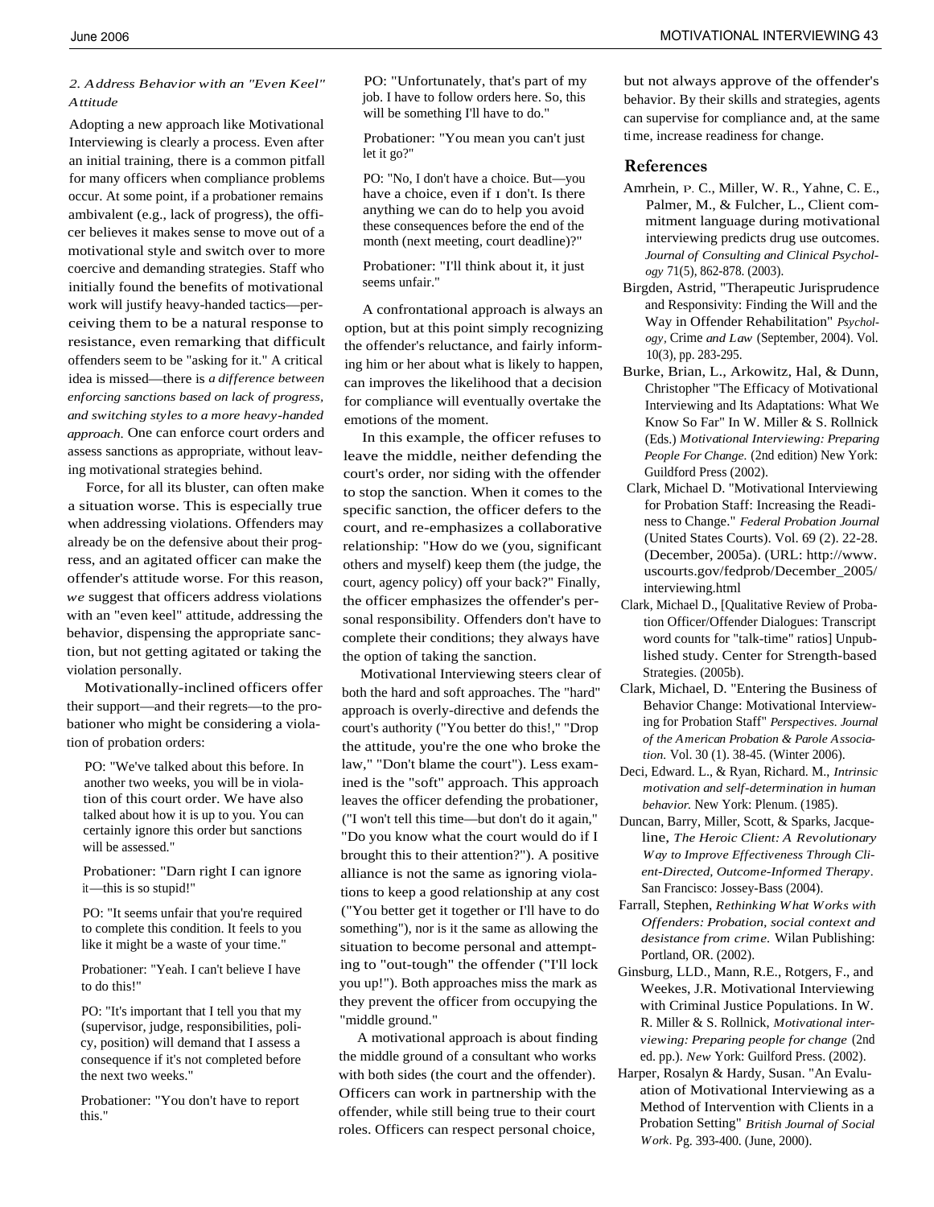*2. Address Behavior with an "Even Keel" Attitude*

Adopting a new approach like Motivational Interviewing is clearly a process. Even after an initial training, there is a common pitfall for many officers when compliance problems occur. At some point, if a probationer remains ambivalent (e.g., lack of progress), the officer believes it makes sense to move out of a motivational style and switch over to more coercive and demanding strategies. Staff who initially found the benefits of motivational work will justify heavy-handed tactics—perceiving them to be a natural response to resistance, even remarking that difficult offenders seem to be "asking for it." A critical idea is missed—there is *a difference between enforcing sanctions based on lack of progress, and switching styles to a more heavy-handed approach.* One can enforce court orders and assess sanctions as appropriate, without leaving motivational strategies behind.

Force, for all its bluster, can often make a situation worse. This is especially true when addressing violations. Offenders may already be on the defensive about their progress, and an agitated officer can make the offender's attitude worse. For this reason, *we* suggest that officers address violations with an "even keel" attitude, addressing the behavior, dispensing the appropriate sanction, but not getting agitated or taking the violation personally.

Motivationally-inclined officers offer their support—and their regrets—to the probationer who might be considering a violation of probation orders:

> PO: "We've talked about this before. In another two weeks, you will be in violation of this court order. We have also talked about how it is up to you. You can certainly ignore this order but sanctions will be assessed."
>
> Probationer: "Darn right I can ignore it—this is so stupid!"
>
> PO: "It seems unfair that you're required to complete this condition. It feels to you like it might be a waste of your time."
>
> Probationer: "Yeah. I can't believe I have to do this!"
>
> PO: "It's important that I tell you that my (supervisor, judge, responsibilities, policy, position) will demand that I assess a consequence if it's not completed before the next two weeks."
>
> Probationer: "You don't have to report this."
>
> PO: "Unfortunately, that's part of my job. I have to follow orders here. So, this will be something I'll have to do."
>
> Probationer: "You mean you can't just let it go?"
>
> PO: "No, I don't have a choice. But—you have a choice, even if I don't. Is there anything we can do to help you avoid these consequences before the end of the month (next meeting, court deadline)?"
>
> Probationer: "I'll think about it, it just seems unfair."

A confrontational approach is always an option, but at this point simply recognizing the offender's reluctance, and fairly informing him or her about what is likely to happen, can improves the likelihood that a decision for compliance will eventually overtake the emotions of the moment.

In this example, the officer refuses to leave the middle, neither defending the court's order, nor siding with the offender to stop the sanction. When it comes to the specific sanction, the officer defers to the court, and re-emphasizes a collaborative relationship: "How do we (you, significant others and myself) keep them (the judge, the court, agency policy) off your back?" Finally, the officer emphasizes the offender's personal responsibility. Offenders don't have to complete their conditions; they always have the option of taking the sanction.

Motivational Interviewing steers clear of both the hard and soft approaches. The "hard" approach is overly-directive and defends the court's authority ("You better do this!," "Drop the attitude, you're the one who broke the law," "Don't blame the court"). Less examined is the "soft" approach. This approach leaves the officer defending the probationer, ("I won't tell this time—but don't do it again," "Do you know what the court would do if I brought this to their attention?"). A positive alliance is not the same as ignoring violations to keep a good relationship at any cost ("You better get it together or I'll have to do something"), nor is it the same as allowing the situation to become personal and attempting to "out-tough" the offender ("I'll lock you up!"). Both approaches miss the mark as they prevent the officer from occupying the "middle ground."

A motivational approach is about finding the middle ground of a consultant who works with both sides (the court and the offender). Officers can work in partnership with the offender, while still being true to their court roles. Officers can respect personal choice, but not always approve of the offender's behavior. By their skills and strategies, agents can supervise for compliance and, at the same time, increase readiness for change.

## References

Amrhein, P. C., Miller, W. R., Yahne, C. E., Palmer, M., & Fulcher, L., Client commitment language during motivational interviewing predicts drug use outcomes. *Journal of Consulting and Clinical Psychology* 71(5), 862-878. (2003).

Birgden, Astrid, "Therapeutic Jurisprudence and Responsivity: Finding the Will and the Way in Offender Rehabilitation" *Psychology,* Crime *and Law* (September, 2004). Vol. 10(3), pp. 283-295.

Burke, Brian, L., Arkowitz, Hal, & Dunn, Christopher "The Efficacy of Motivational Interviewing and Its Adaptations: What We Know So Far" In W. Miller & S. Rollnick (Eds.) *Motivational Interviewing: Preparing People For Change.* (2nd edition) New York: Guildford Press (2002).

Clark, Michael D. "Motivational Interviewing for Probation Staff: Increasing the Readiness to Change." *Federal Probation Journal* (United States Courts). Vol. 69 (2). 22-28. (December, 2005a). (URL: http://www.uscourts.gov/fedprob/December_2005/interviewing.html

Clark, Michael D., [Qualitative Review of Probation Officer/Offender Dialogues: Transcript word counts for "talk-time" ratios] Unpublished study. Center for Strength-based Strategies. (2005b).

Clark, Michael, D. "Entering the Business of Behavior Change: Motivational Interviewing for Probation Staff" *Perspectives. Journal of the American Probation & Parole Association.* Vol. 30 (1). 38-45. (Winter 2006).

Deci, Edward. L., & Ryan, Richard. M., *Intrinsic motivation and self-determination in human behavior.* New York: Plenum. (1985).

Duncan, Barry, Miller, Scott, & Sparks, Jacqueline, *The Heroic Client: A Revolutionary Way to Improve Effectiveness Through Client-Directed, Outcome-Informed Therapy*. San Francisco: Jossey-Bass (2004).

Farrall, Stephen, *Rethinking What Works with Offenders: Probation, social context and desistance from crime.* Wilan Publishing: Portland, OR. (2002).

Ginsburg, LLD., Mann, R.E., Rotgers, F., and Weekes, J.R. Motivational Interviewing with Criminal Justice Populations. In W. R. Miller & S. Rollnick, *Motivational interviewing: Preparing people for change* (2nd ed. pp.). *New* York: Guilford Press. (2002).

Harper, Rosalyn & Hardy, Susan. "An Evaluation of Motivational Interviewing as a Method of Intervention with Clients in a Probation Setting" *British Journal of Social Work*. Pg. 393-400. (June, 2000).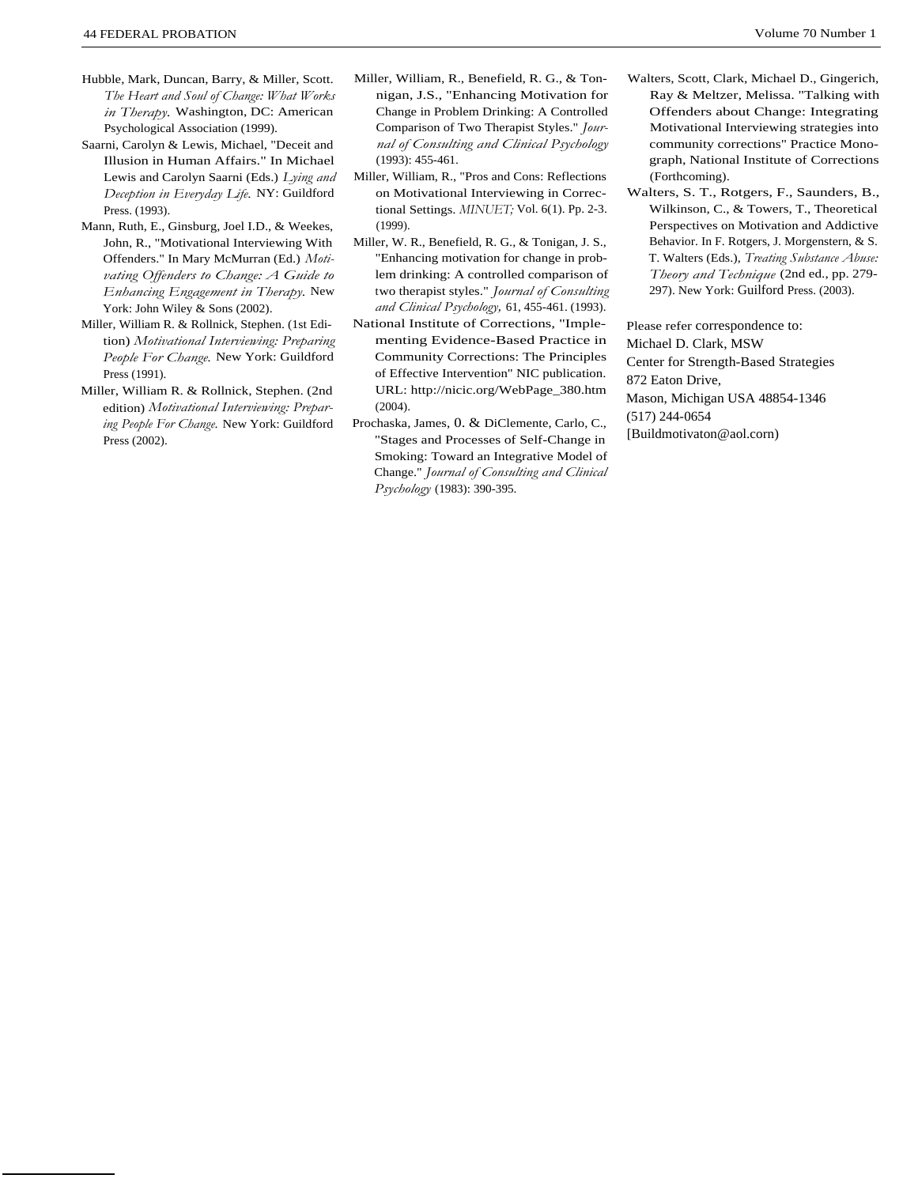Hubble, Mark, Duncan, Barry, & Miller, Scott. *The Heart and Soul of Change: What Works in Therapy.* Washington, DC: American Psychological Association (1999).

Saarni, Carolyn & Lewis, Michael, "Deceit and Illusion in Human Affairs." In Michael Lewis and Carolyn Saarni (Eds.) *Lying and Deception in Everyday Life.* NY: Guildford Press. (1993).

Mann, Ruth, E., Ginsburg, Joel I.D., & Weekes, John, R., "Motivational Interviewing With Offenders." In Mary McMurran (Ed.) *Motivating Offenders to Change: A Guide to Enhancing Engagement in Therapy.* New York: John Wiley & Sons (2002).

Miller, William R. & Rollnick, Stephen. (1st Edition) *Motivational Interviewing: Preparing People For Change.* New York: Guildford Press (1991).

Miller, William R. & Rollnick, Stephen. (2nd edition) *Motivational Interviewing: Preparing People For Change.* New York: Guildford Press (2002).

Miller, William, R., Benefield, R. G., & Tonnigan, J.S., "Enhancing Motivation for Change in Problem Drinking: A Controlled Comparison of Two Therapist Styles." *Journal of Consulting and Clinical Psychology* (1993): 455-461.

Miller, William, R., "Pros and Cons: Reflections on Motivational Interviewing in Correctional Settings. *MINUET;* Vol. 6(1). Pp. 2-3. (1999).

Miller, W. R., Benefield, R. G., & Tonigan, J. S., "Enhancing motivation for change in problem drinking: A controlled comparison of two therapist styles." *Journal of Consulting and Clinical Psychology,* 61, 455-461. (1993).

National Institute of Corrections, "Implementing Evidence-Based Practice in Community Corrections: The Principles of Effective Intervention" NIC publication. URL: http://nicic.org/WebPage_380.htm (2004).

Prochaska, James, 0. & DiClemente, Carlo, C., "Stages and Processes of Self-Change in Smoking: Toward an Integrative Model of Change." *Journal of Consulting and Clinical Psychology* (1983): 390-395.

Walters, Scott, Clark, Michael D., Gingerich, Ray & Meltzer, Melissa. "Talking with Offenders about Change: Integrating Motivational Interviewing strategies into community corrections" Practice Monograph, National Institute of Corrections (Forthcoming).

Walters, S. T., Rotgers, F., Saunders, B., Wilkinson, C., & Towers, T., Theoretical Perspectives on Motivation and Addictive Behavior. In F. Rotgers, J. Morgenstern, & S. T. Walters (Eds.), *Treating Substance Abuse: Theory and Technique* (2nd ed., pp. 279-297). New York: Guilford Press. (2003).

Please refer correspondence to:
Michael D. Clark, MSW
Center for Strength-Based Strategies
872 Eaton Drive,
Mason, Michigan USA 48854-1346
(517) 244-0654
[Buildmotivaton@aol.corn)